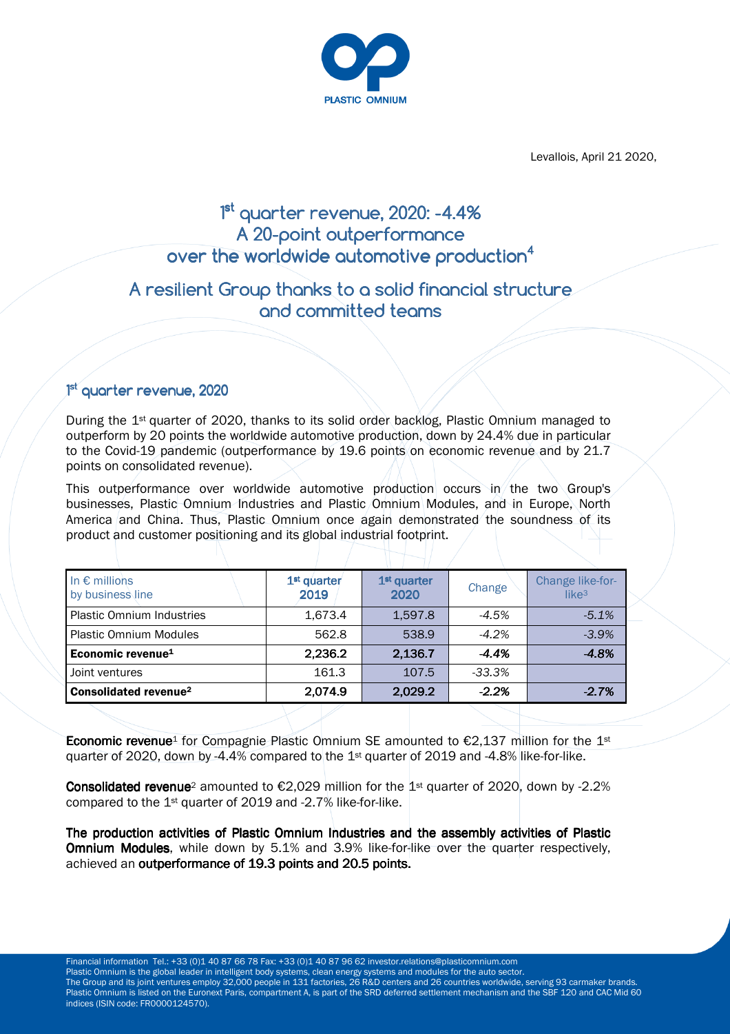Levallois, April 21 2020,

# 1st quarter revenue, 2020: -4.4%
# A 20-point outperformance over the worldwide automotive production[4]

## A resilient Group thanks to a solid financial structure and committed teams

### 1st quarter revenue, 2020

During the 1st quarter of 2020, thanks to its solid order backlog, Plastic Omnium managed to outperform by 20 points the worldwide automotive production, down by 24.4% due in particular to the Covid-19 pandemic (outperformance by 19.6 points on economic revenue and by 21.7 points on consolidated revenue).

This outperformance over worldwide automotive production occurs in the two Group's businesses, Plastic Omnium Industries and Plastic Omnium Modules, and in Europe, North America and China. Thus, Plastic Omnium once again demonstrated the soundness of its product and customer positioning and its global industrial footprint.

| In € millions by business line | 1st quarter 2019 | 1st quarter 2020 | Change | Change like-for-like[3] |
|---|---|---|---|---|
| Plastic Omnium Industries | 1,673.4 | 1,597.8 | *-4.5%* | *-5.1%* |
| Plastic Omnium Modules | 562.8 | 538.9 | *-4.2%* | *-3.9%* |
| **Economic revenue[1]** | **2,236.2** | **2,136.7** | ***-4.4%*** | ***-4.8%*** |
| Joint ventures | 161.3 | 107.5 | *-33.3%* | |
| **Consolidated revenue[2]** | **2,074.9** | **2,029.2** | ***-2.2%*** | ***-2.7%*** |

**Economic revenue**[1] for Compagnie Plastic Omnium SE amounted to €2,137 million for the 1st quarter of 2020, down by -4.4% compared to the 1st quarter of 2019 and -4.8% like-for-like.

**Consolidated revenue**[2] amounted to €2,029 million for the 1st quarter of 2020, down by -2.2% compared to the 1st quarter of 2019 and -2.7% like-for-like.

**The production activities of Plastic Omnium Industries and the assembly activities of Plastic Omnium Modules**, while down by 5.1% and 3.9% like-for-like over the quarter respectively, achieved an **outperformance of 19.3 points and 20.5 points.**

Financial information Tel.: +33 (0)1 40 87 66 78 Fax: +33 (0)1 40 87 96 62 investor.relations@plasticomnium.com
Plastic Omnium is the global leader in intelligent body systems, clean energy systems and modules for the auto sector.
The Group and its joint ventures employ 32,000 people in 131 factories, 26 R&D centers and 26 countries worldwide, serving 93 carmaker brands.
Plastic Omnium is listed on the Euronext Paris, compartment A, is part of the SRD deferred settlement mechanism and the SBF 120 and CAC Mid 60 indices (ISIN code: FR0000124570).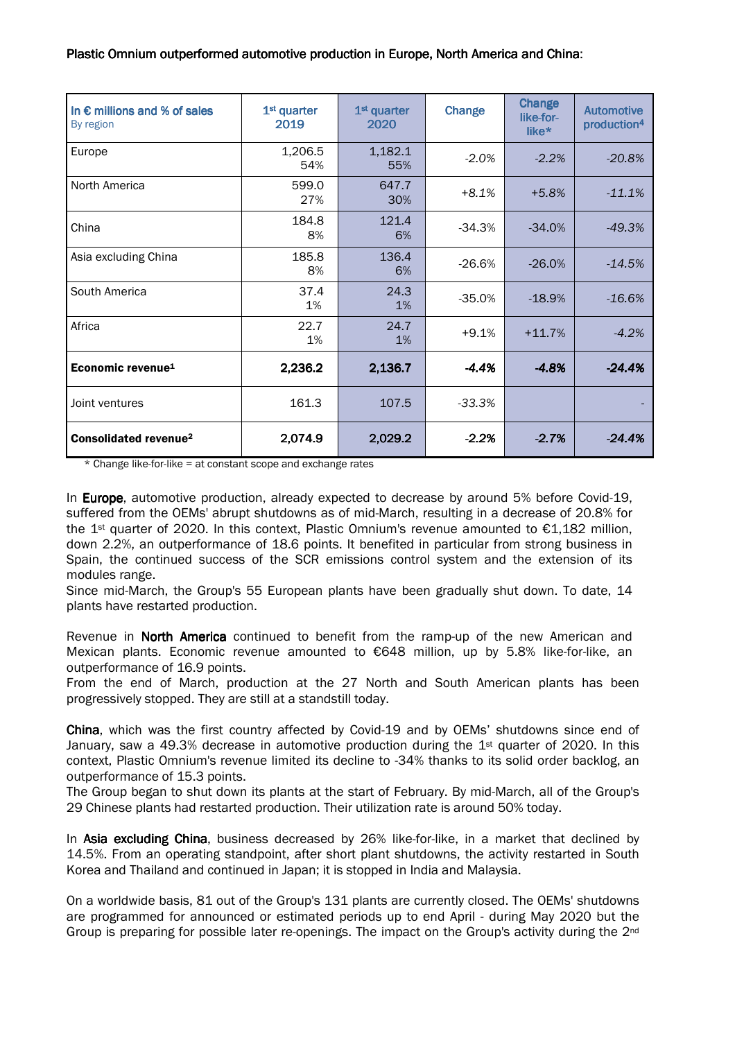Plastic Omnium outperformed automotive production in Europe, North America and China:

| In € millions and % of sales<br>By region | 1st quarter 2019 | 1st quarter 2020 | Change | Change like-for-like* | Automotive production[4] |
|---|---|---|---|---|---|
| Europe | 1,206.5<br>54% | 1,182.1<br>55% | -2.0% | -2.2% | -20.8% |
| North America | 599.0<br>27% | 647.7<br>30% | +8.1% | +5.8% | -11.1% |
| China | 184.8<br>8% | 121.4<br>6% | -34.3% | -34.0% | -49.3% |
| Asia excluding China | 185.8<br>8% | 136.4<br>6% | -26.6% | -26.0% | -14.5% |
| South America | 37.4<br>1% | 24.3<br>1% | -35.0% | -18.9% | -16.6% |
| Africa | 22.7<br>1% | 24.7<br>1% | +9.1% | +11.7% | -4.2% |
| **Economic revenue[1]** | **2,236.2** | **2,136.7** | **-4.4%** | **-4.8%** | **-24.4%** |
| Joint ventures | 161.3 | 107.5 | -33.3% | | - |
| **Consolidated revenue[2]** | **2,074.9** | **2,029.2** | **-2.2%** | **-2.7%** | **-24.4%** |

\* Change like-for-like = at constant scope and exchange rates

In **Europe**, automotive production, already expected to decrease by around 5% before Covid-19, suffered from the OEMs' abrupt shutdowns as of mid-March, resulting in a decrease of 20.8% for the 1st quarter of 2020. In this context, Plastic Omnium's revenue amounted to €1,182 million, down 2.2%, an outperformance of 18.6 points. It benefited in particular from strong business in Spain, the continued success of the SCR emissions control system and the extension of its modules range.
Since mid-March, the Group's 55 European plants have been gradually shut down. To date, 14 plants have restarted production.

Revenue in **North America** continued to benefit from the ramp-up of the new American and Mexican plants. Economic revenue amounted to €648 million, up by 5.8% like-for-like, an outperformance of 16.9 points.
From the end of March, production at the 27 North and South American plants has been progressively stopped. They are still at a standstill today.

**China**, which was the first country affected by Covid-19 and by OEMs' shutdowns since end of January, saw a 49.3% decrease in automotive production during the 1st quarter of 2020. In this context, Plastic Omnium's revenue limited its decline to -34% thanks to its solid order backlog, an outperformance of 15.3 points.
The Group began to shut down its plants at the start of February. By mid-March, all of the Group's 29 Chinese plants had restarted production. Their utilization rate is around 50% today.

In **Asia excluding China**, business decreased by 26% like-for-like, in a market that declined by 14.5%. From an operating standpoint, after short plant shutdowns, the activity restarted in South Korea and Thailand and continued in Japan; it is stopped in India and Malaysia.

On a worldwide basis, 81 out of the Group's 131 plants are currently closed. The OEMs' shutdowns are programmed for announced or estimated periods up to end April - during May 2020 but the Group is preparing for possible later re-openings. The impact on the Group's activity during the 2nd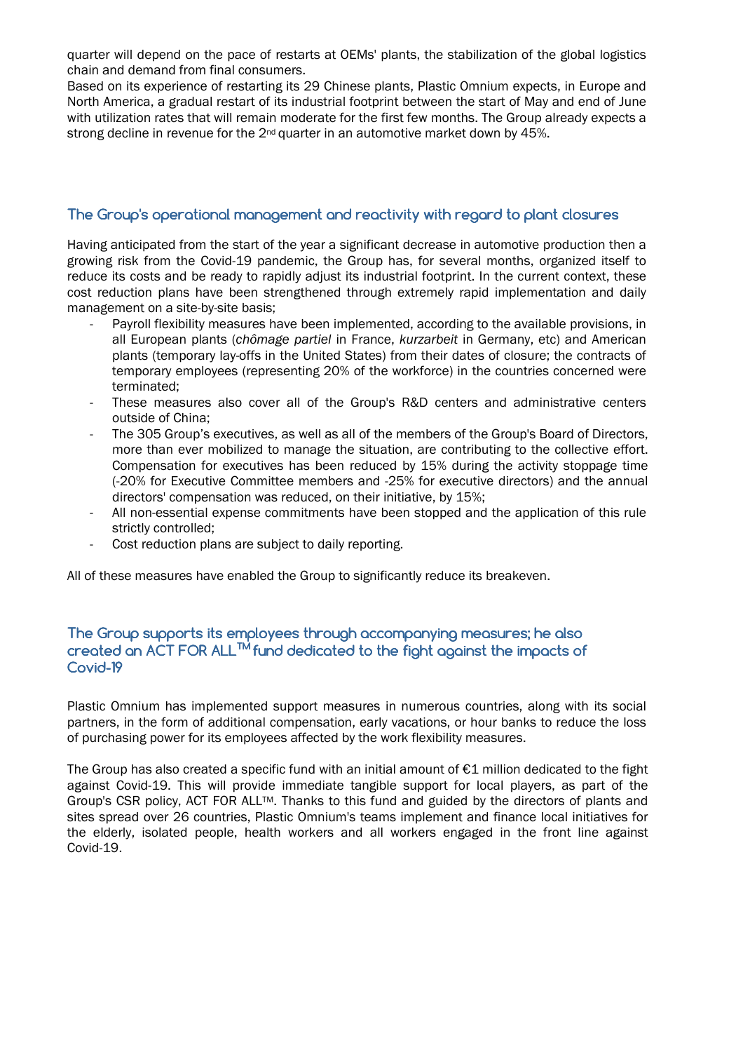quarter will depend on the pace of restarts at OEMs' plants, the stabilization of the global logistics chain and demand from final consumers.
Based on its experience of restarting its 29 Chinese plants, Plastic Omnium expects, in Europe and North America, a gradual restart of its industrial footprint between the start of May and end of June with utilization rates that will remain moderate for the first few months. The Group already expects a strong decline in revenue for the 2nd quarter in an automotive market down by 45%.

## The Group's operational management and reactivity with regard to plant closures

Having anticipated from the start of the year a significant decrease in automotive production then a growing risk from the Covid-19 pandemic, the Group has, for several months, organized itself to reduce its costs and be ready to rapidly adjust its industrial footprint. In the current context, these cost reduction plans have been strengthened through extremely rapid implementation and daily management on a site-by-site basis;

- Payroll flexibility measures have been implemented, according to the available provisions, in all European plants (*chômage partiel* in France, *kurzarbeit* in Germany, etc) and American plants (temporary lay-offs in the United States) from their dates of closure; the contracts of temporary employees (representing 20% of the workforce) in the countries concerned were terminated;
- These measures also cover all of the Group's R&D centers and administrative centers outside of China;
- The 305 Group's executives, as well as all of the members of the Group's Board of Directors, more than ever mobilized to manage the situation, are contributing to the collective effort. Compensation for executives has been reduced by 15% during the activity stoppage time (-20% for Executive Committee members and -25% for executive directors) and the annual directors' compensation was reduced, on their initiative, by 15%;
- All non-essential expense commitments have been stopped and the application of this rule strictly controlled;
- Cost reduction plans are subject to daily reporting.

All of these measures have enabled the Group to significantly reduce its breakeven.

## The Group supports its employees through accompanying measures; he also created an ACT FOR ALL™ fund dedicated to the fight against the impacts of Covid-19

Plastic Omnium has implemented support measures in numerous countries, along with its social partners, in the form of additional compensation, early vacations, or hour banks to reduce the loss of purchasing power for its employees affected by the work flexibility measures.

The Group has also created a specific fund with an initial amount of €1 million dedicated to the fight against Covid-19. This will provide immediate tangible support for local players, as part of the Group's CSR policy, ACT FOR ALL™. Thanks to this fund and guided by the directors of plants and sites spread over 26 countries, Plastic Omnium's teams implement and finance local initiatives for the elderly, isolated people, health workers and all workers engaged in the front line against Covid-19.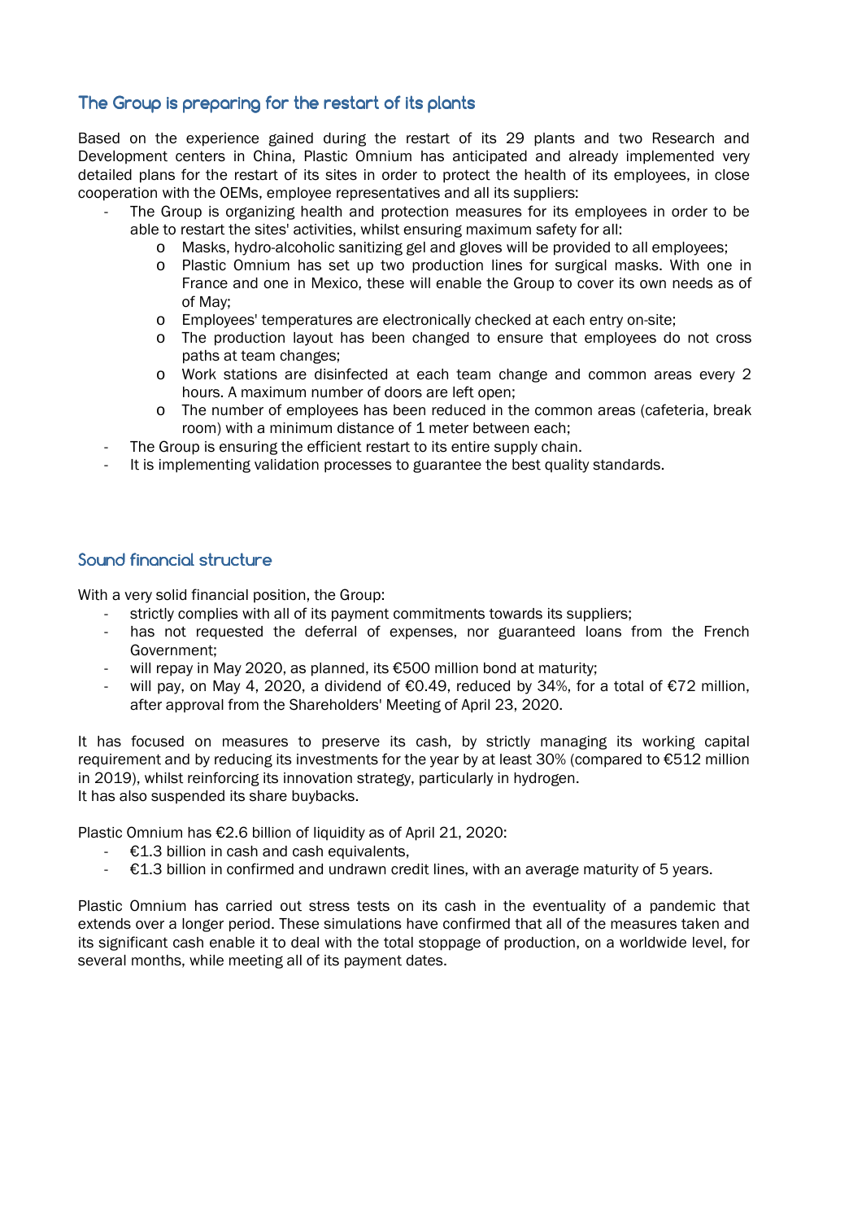## The Group is preparing for the restart of its plants

Based on the experience gained during the restart of its 29 plants and two Research and Development centers in China, Plastic Omnium has anticipated and already implemented very detailed plans for the restart of its sites in order to protect the health of its employees, in close cooperation with the OEMs, employee representatives and all its suppliers:

- The Group is organizing health and protection measures for its employees in order to be able to restart the sites' activities, whilst ensuring maximum safety for all:
  - Masks, hydro-alcoholic sanitizing gel and gloves will be provided to all employees;
  - Plastic Omnium has set up two production lines for surgical masks. With one in France and one in Mexico, these will enable the Group to cover its own needs as of of May;
  - Employees' temperatures are electronically checked at each entry on-site;
  - The production layout has been changed to ensure that employees do not cross paths at team changes;
  - Work stations are disinfected at each team change and common areas every 2 hours. A maximum number of doors are left open;
  - The number of employees has been reduced in the common areas (cafeteria, break room) with a minimum distance of 1 meter between each;
- The Group is ensuring the efficient restart to its entire supply chain.
- It is implementing validation processes to guarantee the best quality standards.

## Sound financial structure

With a very solid financial position, the Group:

- strictly complies with all of its payment commitments towards its suppliers;
- has not requested the deferral of expenses, nor guaranteed loans from the French Government;
- will repay in May 2020, as planned, its €500 million bond at maturity;
- will pay, on May 4, 2020, a dividend of €0.49, reduced by 34%, for a total of €72 million, after approval from the Shareholders' Meeting of April 23, 2020.

It has focused on measures to preserve its cash, by strictly managing its working capital requirement and by reducing its investments for the year by at least 30% (compared to €512 million in 2019), whilst reinforcing its innovation strategy, particularly in hydrogen.
It has also suspended its share buybacks.

Plastic Omnium has €2.6 billion of liquidity as of April 21, 2020:

- €1.3 billion in cash and cash equivalents,
- €1.3 billion in confirmed and undrawn credit lines, with an average maturity of 5 years.

Plastic Omnium has carried out stress tests on its cash in the eventuality of a pandemic that extends over a longer period. These simulations have confirmed that all of the measures taken and its significant cash enable it to deal with the total stoppage of production, on a worldwide level, for several months, while meeting all of its payment dates.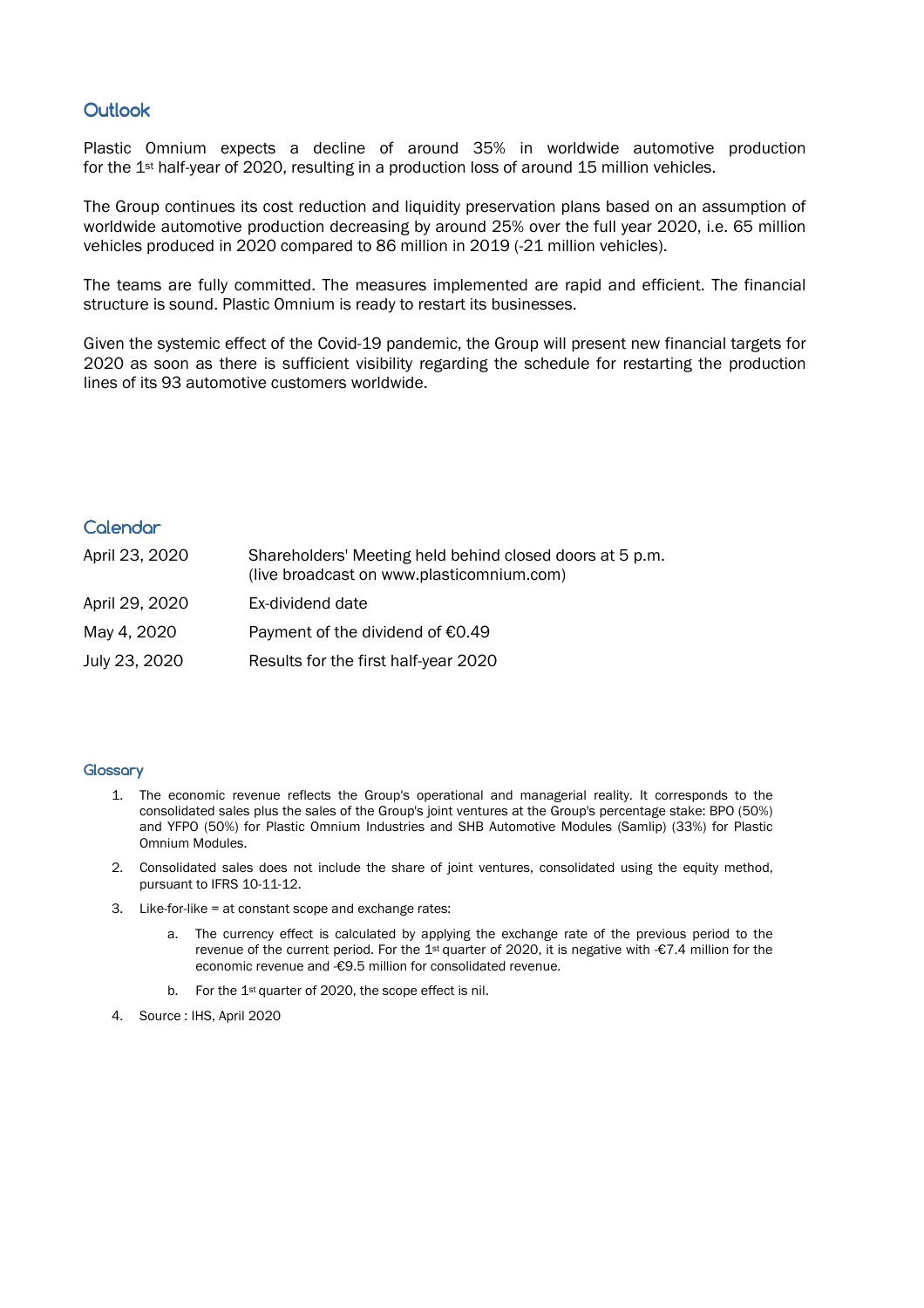## Outlook

Plastic Omnium expects a decline of around 35% in worldwide automotive production for the 1st half-year of 2020, resulting in a production loss of around 15 million vehicles.

The Group continues its cost reduction and liquidity preservation plans based on an assumption of worldwide automotive production decreasing by around 25% over the full year 2020, i.e. 65 million vehicles produced in 2020 compared to 86 million in 2019 (-21 million vehicles).

The teams are fully committed. The measures implemented are rapid and efficient. The financial structure is sound. Plastic Omnium is ready to restart its businesses.

Given the systemic effect of the Covid-19 pandemic, the Group will present new financial targets for 2020 as soon as there is sufficient visibility regarding the schedule for restarting the production lines of its 93 automotive customers worldwide.

## Calendar

| | |
|---|---|
| April 23, 2020 | Shareholders' Meeting held behind closed doors at 5 p.m. (live broadcast on www.plasticomnium.com) |
| April 29, 2020 | Ex-dividend date |
| May 4, 2020 | Payment of the dividend of €0.49 |
| July 23, 2020 | Results for the first half-year 2020 |

### Glossary

1. The economic revenue reflects the Group's operational and managerial reality. It corresponds to the consolidated sales plus the sales of the Group's joint ventures at the Group's percentage stake: BPO (50%) and YFPO (50%) for Plastic Omnium Industries and SHB Automotive Modules (Samlip) (33%) for Plastic Omnium Modules.
2. Consolidated sales does not include the share of joint ventures, consolidated using the equity method, pursuant to IFRS 10-11-12.
3. Like-for-like = at constant scope and exchange rates:
    a. The currency effect is calculated by applying the exchange rate of the previous period to the revenue of the current period. For the 1st quarter of 2020, it is negative with -€7.4 million for the economic revenue and -€9.5 million for consolidated revenue.
    b. For the 1st quarter of 2020, the scope effect is nil.
4. Source : IHS, April 2020